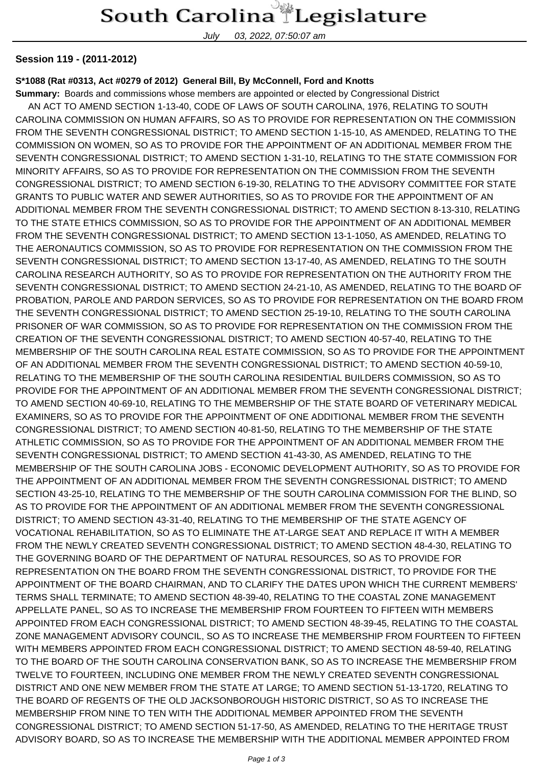# South Carolina Legislature

July 03, 2022, 07:50:07 am

**Session 119 - (2011-2012)**

**S*1088 (Rat #0313, Act #0279 of 2012) General Bill, By McConnell, Ford and Knotts**

**Summary:** Boards and commissions whose members are appointed or elected by Congressional District

AN ACT TO AMEND SECTION 1-13-40, CODE OF LAWS OF SOUTH CAROLINA, 1976, RELATING TO SOUTH CAROLINA COMMISSION ON HUMAN AFFAIRS, SO AS TO PROVIDE FOR REPRESENTATION ON THE COMMISSION FROM THE SEVENTH CONGRESSIONAL DISTRICT; TO AMEND SECTION 1-15-10, AS AMENDED, RELATING TO THE COMMISSION ON WOMEN, SO AS TO PROVIDE FOR THE APPOINTMENT OF AN ADDITIONAL MEMBER FROM THE SEVENTH CONGRESSIONAL DISTRICT; TO AMEND SECTION 1-31-10, RELATING TO THE STATE COMMISSION FOR MINORITY AFFAIRS, SO AS TO PROVIDE FOR REPRESENTATION ON THE COMMISSION FROM THE SEVENTH CONGRESSIONAL DISTRICT; TO AMEND SECTION 6-19-30, RELATING TO THE ADVISORY COMMITTEE FOR STATE GRANTS TO PUBLIC WATER AND SEWER AUTHORITIES, SO AS TO PROVIDE FOR THE APPOINTMENT OF AN ADDITIONAL MEMBER FROM THE SEVENTH CONGRESSIONAL DISTRICT; TO AMEND SECTION 8-13-310, RELATING TO THE STATE ETHICS COMMISSION, SO AS TO PROVIDE FOR THE APPOINTMENT OF AN ADDITIONAL MEMBER FROM THE SEVENTH CONGRESSIONAL DISTRICT; TO AMEND SECTION 13-1-1050, AS AMENDED, RELATING TO THE AERONAUTICS COMMISSION, SO AS TO PROVIDE FOR REPRESENTATION ON THE COMMISSION FROM THE SEVENTH CONGRESSIONAL DISTRICT; TO AMEND SECTION 13-17-40, AS AMENDED, RELATING TO THE SOUTH CAROLINA RESEARCH AUTHORITY, SO AS TO PROVIDE FOR REPRESENTATION ON THE AUTHORITY FROM THE SEVENTH CONGRESSIONAL DISTRICT; TO AMEND SECTION 24-21-10, AS AMENDED, RELATING TO THE BOARD OF PROBATION, PAROLE AND PARDON SERVICES, SO AS TO PROVIDE FOR REPRESENTATION ON THE BOARD FROM THE SEVENTH CONGRESSIONAL DISTRICT; TO AMEND SECTION 25-19-10, RELATING TO THE SOUTH CAROLINA PRISONER OF WAR COMMISSION, SO AS TO PROVIDE FOR REPRESENTATION ON THE COMMISSION FROM THE CREATION OF THE SEVENTH CONGRESSIONAL DISTRICT; TO AMEND SECTION 40-57-40, RELATING TO THE MEMBERSHIP OF THE SOUTH CAROLINA REAL ESTATE COMMISSION, SO AS TO PROVIDE FOR THE APPOINTMENT OF AN ADDITIONAL MEMBER FROM THE SEVENTH CONGRESSIONAL DISTRICT; TO AMEND SECTION 40-59-10, RELATING TO THE MEMBERSHIP OF THE SOUTH CAROLINA RESIDENTIAL BUILDERS COMMISSION, SO AS TO PROVIDE FOR THE APPOINTMENT OF AN ADDITIONAL MEMBER FROM THE SEVENTH CONGRESSIONAL DISTRICT; TO AMEND SECTION 40-69-10, RELATING TO THE MEMBERSHIP OF THE STATE BOARD OF VETERINARY MEDICAL EXAMINERS, SO AS TO PROVIDE FOR THE APPOINTMENT OF ONE ADDITIONAL MEMBER FROM THE SEVENTH CONGRESSIONAL DISTRICT; TO AMEND SECTION 40-81-50, RELATING TO THE MEMBERSHIP OF THE STATE ATHLETIC COMMISSION, SO AS TO PROVIDE FOR THE APPOINTMENT OF AN ADDITIONAL MEMBER FROM THE SEVENTH CONGRESSIONAL DISTRICT; TO AMEND SECTION 41-43-30, AS AMENDED, RELATING TO THE MEMBERSHIP OF THE SOUTH CAROLINA JOBS - ECONOMIC DEVELOPMENT AUTHORITY, SO AS TO PROVIDE FOR THE APPOINTMENT OF AN ADDITIONAL MEMBER FROM THE SEVENTH CONGRESSIONAL DISTRICT; TO AMEND SECTION 43-25-10, RELATING TO THE MEMBERSHIP OF THE SOUTH CAROLINA COMMISSION FOR THE BLIND, SO AS TO PROVIDE FOR THE APPOINTMENT OF AN ADDITIONAL MEMBER FROM THE SEVENTH CONGRESSIONAL DISTRICT; TO AMEND SECTION 43-31-40, RELATING TO THE MEMBERSHIP OF THE STATE AGENCY OF VOCATIONAL REHABILITATION, SO AS TO ELIMINATE THE AT-LARGE SEAT AND REPLACE IT WITH A MEMBER FROM THE NEWLY CREATED SEVENTH CONGRESSIONAL DISTRICT; TO AMEND SECTION 48-4-30, RELATING TO THE GOVERNING BOARD OF THE DEPARTMENT OF NATURAL RESOURCES, SO AS TO PROVIDE FOR REPRESENTATION ON THE BOARD FROM THE SEVENTH CONGRESSIONAL DISTRICT, TO PROVIDE FOR THE APPOINTMENT OF THE BOARD CHAIRMAN, AND TO CLARIFY THE DATES UPON WHICH THE CURRENT MEMBERS' TERMS SHALL TERMINATE; TO AMEND SECTION 48-39-40, RELATING TO THE COASTAL ZONE MANAGEMENT APPELLATE PANEL, SO AS TO INCREASE THE MEMBERSHIP FROM FOURTEEN TO FIFTEEN WITH MEMBERS APPOINTED FROM EACH CONGRESSIONAL DISTRICT; TO AMEND SECTION 48-39-45, RELATING TO THE COASTAL ZONE MANAGEMENT ADVISORY COUNCIL, SO AS TO INCREASE THE MEMBERSHIP FROM FOURTEEN TO FIFTEEN WITH MEMBERS APPOINTED FROM EACH CONGRESSIONAL DISTRICT; TO AMEND SECTION 48-59-40, RELATING TO THE BOARD OF THE SOUTH CAROLINA CONSERVATION BANK, SO AS TO INCREASE THE MEMBERSHIP FROM TWELVE TO FOURTEEN, INCLUDING ONE MEMBER FROM THE NEWLY CREATED SEVENTH CONGRESSIONAL DISTRICT AND ONE NEW MEMBER FROM THE STATE AT LARGE; TO AMEND SECTION 51-13-1720, RELATING TO THE BOARD OF REGENTS OF THE OLD JACKSONBOROUGH HISTORIC DISTRICT, SO AS TO INCREASE THE MEMBERSHIP FROM NINE TO TEN WITH THE ADDITIONAL MEMBER APPOINTED FROM THE SEVENTH CONGRESSIONAL DISTRICT; TO AMEND SECTION 51-17-50, AS AMENDED, RELATING TO THE HERITAGE TRUST ADVISORY BOARD, SO AS TO INCREASE THE MEMBERSHIP WITH THE ADDITIONAL MEMBER APPOINTED FROM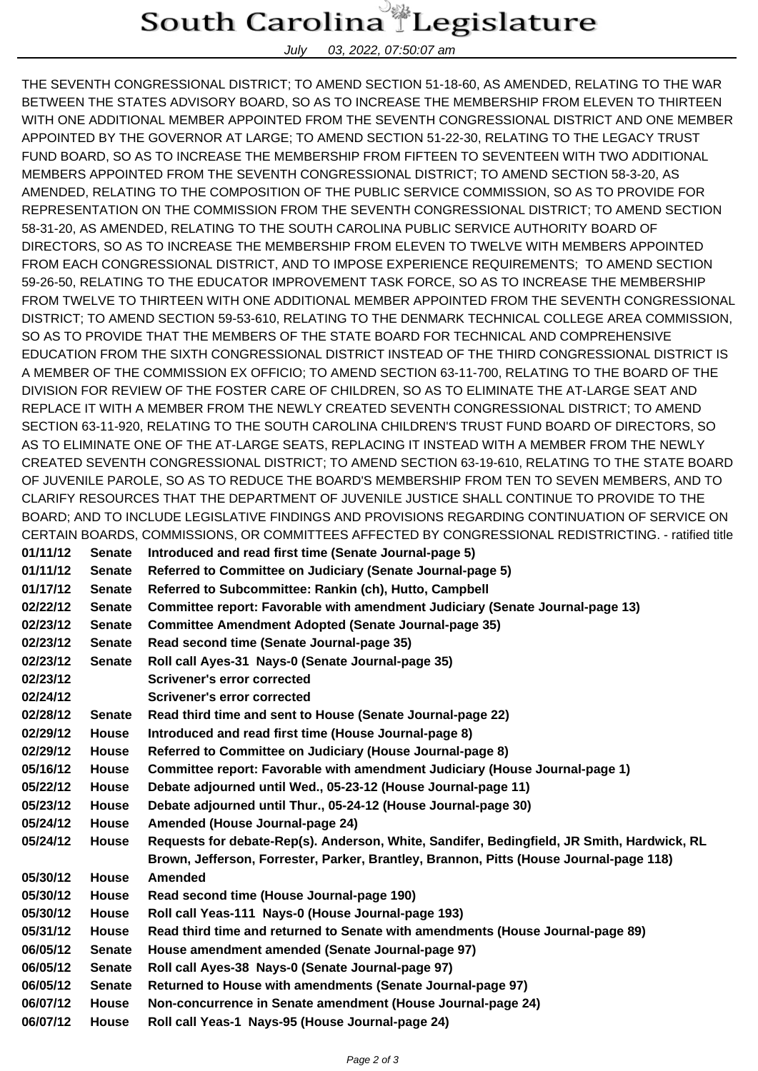THE SEVENTH CONGRESSIONAL DISTRICT; TO AMEND SECTION 51-18-60, AS AMENDED, RELATING TO THE WAR BETWEEN THE STATES ADVISORY BOARD, SO AS TO INCREASE THE MEMBERSHIP FROM ELEVEN TO THIRTEEN WITH ONE ADDITIONAL MEMBER APPOINTED FROM THE SEVENTH CONGRESSIONAL DISTRICT AND ONE MEMBER APPOINTED BY THE GOVERNOR AT LARGE; TO AMEND SECTION 51-22-30, RELATING TO THE LEGACY TRUST FUND BOARD, SO AS TO INCREASE THE MEMBERSHIP FROM FIFTEEN TO SEVENTEEN WITH TWO ADDITIONAL MEMBERS APPOINTED FROM THE SEVENTH CONGRESSIONAL DISTRICT; TO AMEND SECTION 58-3-20, AS AMENDED, RELATING TO THE COMPOSITION OF THE PUBLIC SERVICE COMMISSION, SO AS TO PROVIDE FOR REPRESENTATION ON THE COMMISSION FROM THE SEVENTH CONGRESSIONAL DISTRICT; TO AMEND SECTION 58-31-20, AS AMENDED, RELATING TO THE SOUTH CAROLINA PUBLIC SERVICE AUTHORITY BOARD OF DIRECTORS, SO AS TO INCREASE THE MEMBERSHIP FROM ELEVEN TO TWELVE WITH MEMBERS APPOINTED FROM EACH CONGRESSIONAL DISTRICT, AND TO IMPOSE EXPERIENCE REQUIREMENTS; TO AMEND SECTION 59-26-50, RELATING TO THE EDUCATOR IMPROVEMENT TASK FORCE, SO AS TO INCREASE THE MEMBERSHIP FROM TWELVE TO THIRTEEN WITH ONE ADDITIONAL MEMBER APPOINTED FROM THE SEVENTH CONGRESSIONAL DISTRICT; TO AMEND SECTION 59-53-610, RELATING TO THE DENMARK TECHNICAL COLLEGE AREA COMMISSION, SO AS TO PROVIDE THAT THE MEMBERS OF THE STATE BOARD FOR TECHNICAL AND COMPREHENSIVE EDUCATION FROM THE SIXTH CONGRESSIONAL DISTRICT INSTEAD OF THE THIRD CONGRESSIONAL DISTRICT IS A MEMBER OF THE COMMISSION EX OFFICIO; TO AMEND SECTION 63-11-700, RELATING TO THE BOARD OF THE DIVISION FOR REVIEW OF THE FOSTER CARE OF CHILDREN, SO AS TO ELIMINATE THE AT-LARGE SEAT AND REPLACE IT WITH A MEMBER FROM THE NEWLY CREATED SEVENTH CONGRESSIONAL DISTRICT; TO AMEND SECTION 63-11-920, RELATING TO THE SOUTH CAROLINA CHILDREN'S TRUST FUND BOARD OF DIRECTORS, SO AS TO ELIMINATE ONE OF THE AT-LARGE SEATS, REPLACING IT INSTEAD WITH A MEMBER FROM THE NEWLY CREATED SEVENTH CONGRESSIONAL DISTRICT; TO AMEND SECTION 63-19-610, RELATING TO THE STATE BOARD OF JUVENILE PAROLE, SO AS TO REDUCE THE BOARD'S MEMBERSHIP FROM TEN TO SEVEN MEMBERS, AND TO CLARIFY RESOURCES THAT THE DEPARTMENT OF JUVENILE JUSTICE SHALL CONTINUE TO PROVIDE TO THE BOARD; AND TO INCLUDE LEGISLATIVE FINDINGS AND PROVISIONS REGARDING CONTINUATION OF SERVICE ON CERTAIN BOARDS, COMMISSIONS, OR COMMITTEES AFFECTED BY CONGRESSIONAL REDISTRICTING. - ratified title

| | | |
|---|---|---|
| **01/11/12** | **Senate** | **Introduced and read first time (Senate Journal-page 5)** |
| **01/11/12** | **Senate** | **Referred to Committee on Judiciary (Senate Journal-page 5)** |
| **01/17/12** | **Senate** | **Referred to Subcommittee: Rankin (ch), Hutto, Campbell** |
| **02/22/12** | **Senate** | **Committee report: Favorable with amendment Judiciary (Senate Journal-page 13)** |
| **02/23/12** | **Senate** | **Committee Amendment Adopted (Senate Journal-page 35)** |
| **02/23/12** | **Senate** | **Read second time (Senate Journal-page 35)** |
| **02/23/12** | **Senate** | **Roll call Ayes-31 Nays-0 (Senate Journal-page 35)** |
| **02/23/12** | | **Scrivener's error corrected** |
| **02/24/12** | | **Scrivener's error corrected** |
| **02/28/12** | **Senate** | **Read third time and sent to House (Senate Journal-page 22)** |
| **02/29/12** | **House** | **Introduced and read first time (House Journal-page 8)** |
| **02/29/12** | **House** | **Referred to Committee on Judiciary (House Journal-page 8)** |
| **05/16/12** | **House** | **Committee report: Favorable with amendment Judiciary (House Journal-page 1)** |
| **05/22/12** | **House** | **Debate adjourned until Wed., 05-23-12 (House Journal-page 11)** |
| **05/23/12** | **House** | **Debate adjourned until Thur., 05-24-12 (House Journal-page 30)** |
| **05/24/12** | **House** | **Amended (House Journal-page 24)** |
| **05/24/12** | **House** | **Requests for debate-Rep(s). Anderson, White, Sandifer, Bedingfield, JR Smith, Hardwick, RL Brown, Jefferson, Forrester, Parker, Brantley, Brannon, Pitts (House Journal-page 118)** |
| **05/30/12** | **House** | **Amended** |
| **05/30/12** | **House** | **Read second time (House Journal-page 190)** |
| **05/30/12** | **House** | **Roll call Yeas-111 Nays-0 (House Journal-page 193)** |
| **05/31/12** | **House** | **Read third time and returned to Senate with amendments (House Journal-page 89)** |
| **06/05/12** | **Senate** | **House amendment amended (Senate Journal-page 97)** |
| **06/05/12** | **Senate** | **Roll call Ayes-38 Nays-0 (Senate Journal-page 97)** |
| **06/05/12** | **Senate** | **Returned to House with amendments (Senate Journal-page 97)** |
| **06/07/12** | **House** | **Non-concurrence in Senate amendment (House Journal-page 24)** |
| **06/07/12** | **House** | **Roll call Yeas-1 Nays-95 (House Journal-page 24)** |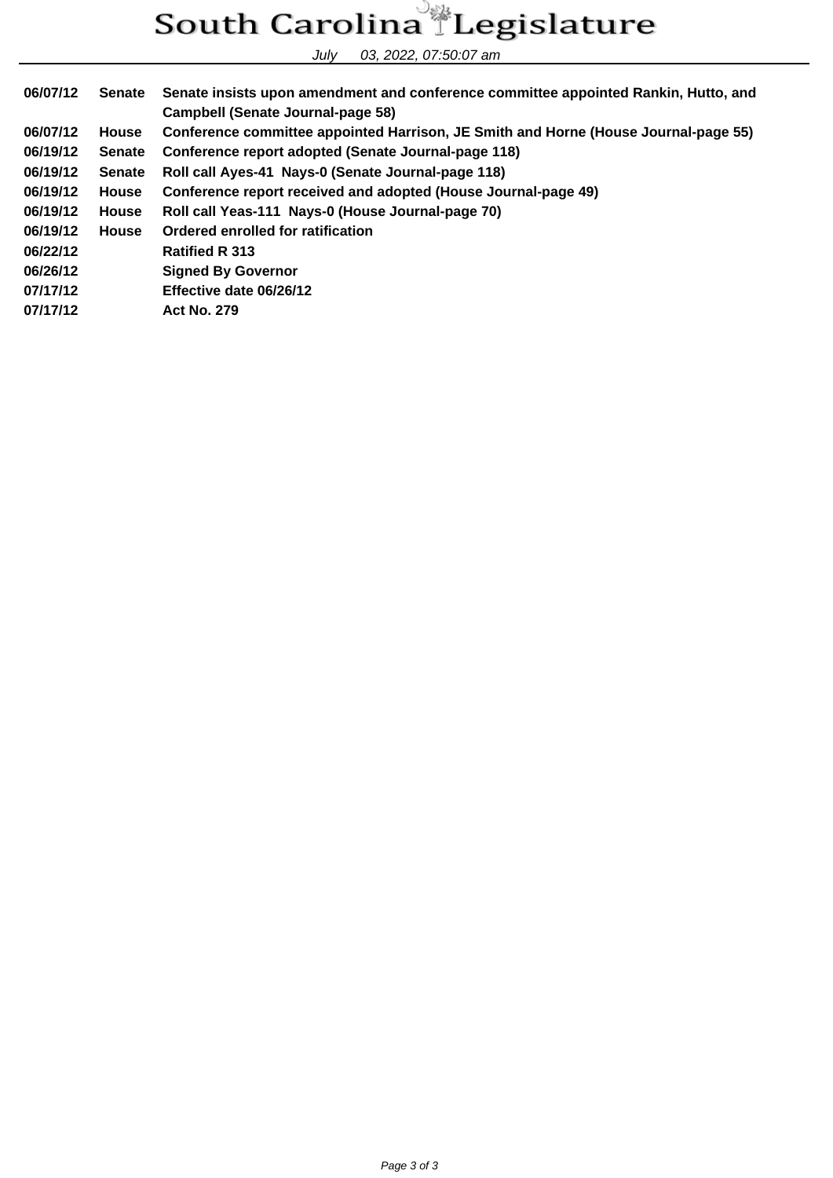| | | |
|---|---|---|
| 06/07/12 | Senate | Senate insists upon amendment and conference committee appointed Rankin, Hutto, and Campbell (Senate Journal-page 58) |
| 06/07/12 | House | Conference committee appointed Harrison, JE Smith and Horne (House Journal-page 55) |
| 06/19/12 | Senate | Conference report adopted (Senate Journal-page 118) |
| 06/19/12 | Senate | Roll call Ayes-41 Nays-0 (Senate Journal-page 118) |
| 06/19/12 | House | Conference report received and adopted (House Journal-page 49) |
| 06/19/12 | House | Roll call Yeas-111 Nays-0 (House Journal-page 70) |
| 06/19/12 | House | Ordered enrolled for ratification |
| 06/22/12 | | Ratified R 313 |
| 06/26/12 | | Signed By Governor |
| 07/17/12 | | Effective date 06/26/12 |
| 07/17/12 | | Act No. 279 |